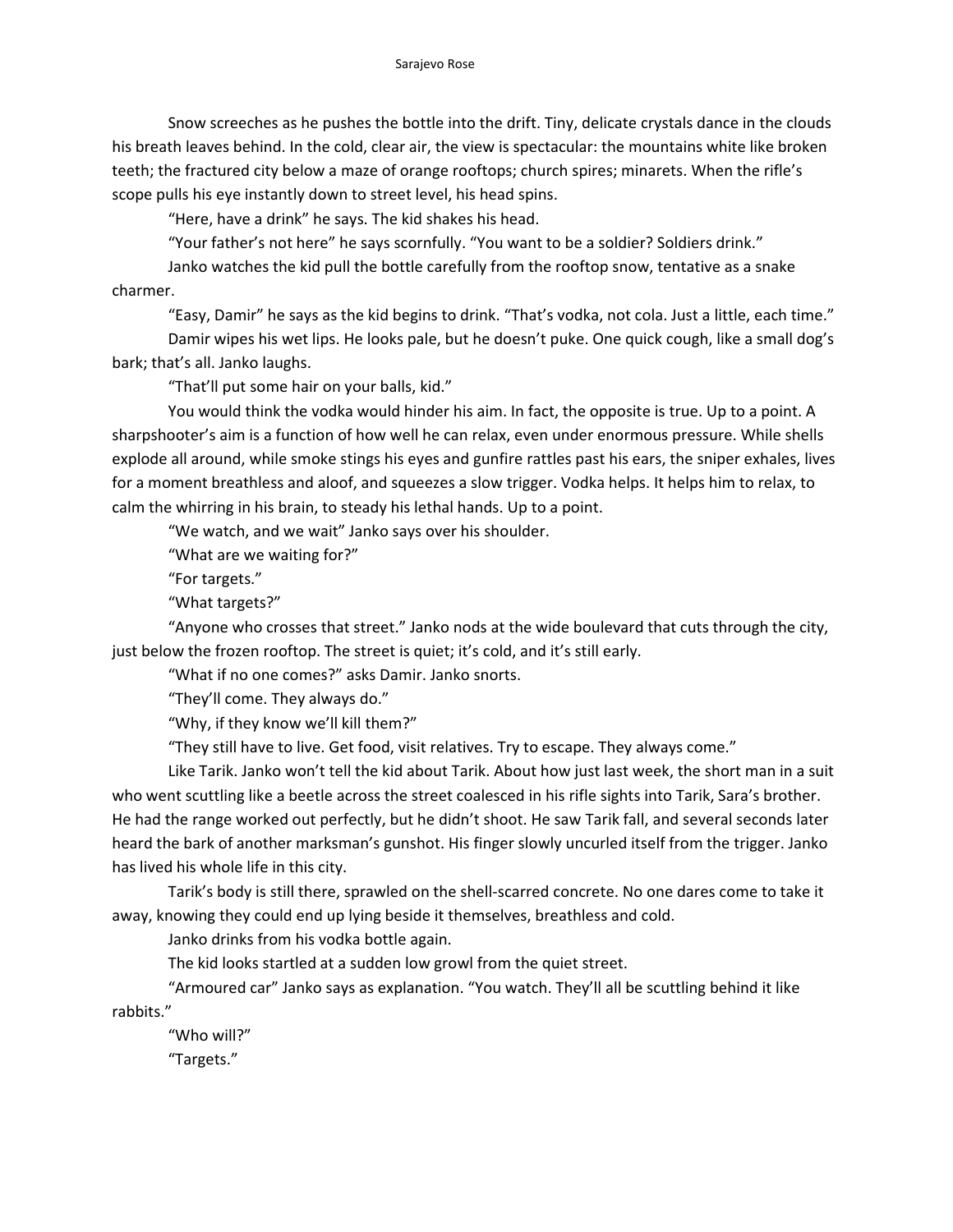Snow screeches as he pushes the bottle into the drift. Tiny, delicate crystals dance in the clouds his breath leaves behind. In the cold, clear air, the view is spectacular: the mountains white like broken teeth; the fractured city below a maze of orange rooftops; church spires; minarets. When the rifle's scope pulls his eye instantly down to street level, his head spins.

"Here, have a drink" he says. The kid shakes his head.

"Your father's not here" he says scornfully. "You want to be a soldier? Soldiers drink."

Janko watches the kid pull the bottle carefully from the rooftop snow, tentative as a snake charmer.

"Easy, Damir" he says as the kid begins to drink. "That's vodka, not cola. Just a little, each time."

Damir wipes his wet lips. He looks pale, but he doesn't puke. One quick cough, like a small dog's bark; that's all. Janko laughs.

"That'll put some hair on your balls, kid."

You would think the vodka would hinder his aim. In fact, the opposite is true. Up to a point. A sharpshooter's aim is a function of how well he can relax, even under enormous pressure. While shells explode all around, while smoke stings his eyes and gunfire rattles past his ears, the sniper exhales, lives for a moment breathless and aloof, and squeezes a slow trigger. Vodka helps. It helps him to relax, to calm the whirring in his brain, to steady his lethal hands. Up to a point.

"We watch, and we wait" Janko says over his shoulder.

"What are we waiting for?"

"For targets."

"What targets?"

"Anyone who crosses that street." Janko nods at the wide boulevard that cuts through the city, just below the frozen rooftop. The street is quiet; it's cold, and it's still early.

"What if no one comes?" asks Damir. Janko snorts.

"They'll come. They always do."

"Why, if they know we'll kill them?"

"They still have to live. Get food, visit relatives. Try to escape. They always come."

Like Tarik. Janko won't tell the kid about Tarik. About how just last week, the short man in a suit who went scuttling like a beetle across the street coalesced in his rifle sights into Tarik, Sara's brother. He had the range worked out perfectly, but he didn't shoot. He saw Tarik fall, and several seconds later heard the bark of another marksman's gunshot. His finger slowly uncurled itself from the trigger. Janko has lived his whole life in this city.

Tarik's body is still there, sprawled on the shell-scarred concrete. No one dares come to take it away, knowing they could end up lying beside it themselves, breathless and cold.

Janko drinks from his vodka bottle again.

The kid looks startled at a sudden low growl from the quiet street.

"Armoured car" Janko says as explanation. "You watch. They'll all be scuttling behind it like rabbits."

"Who will?"

"Targets."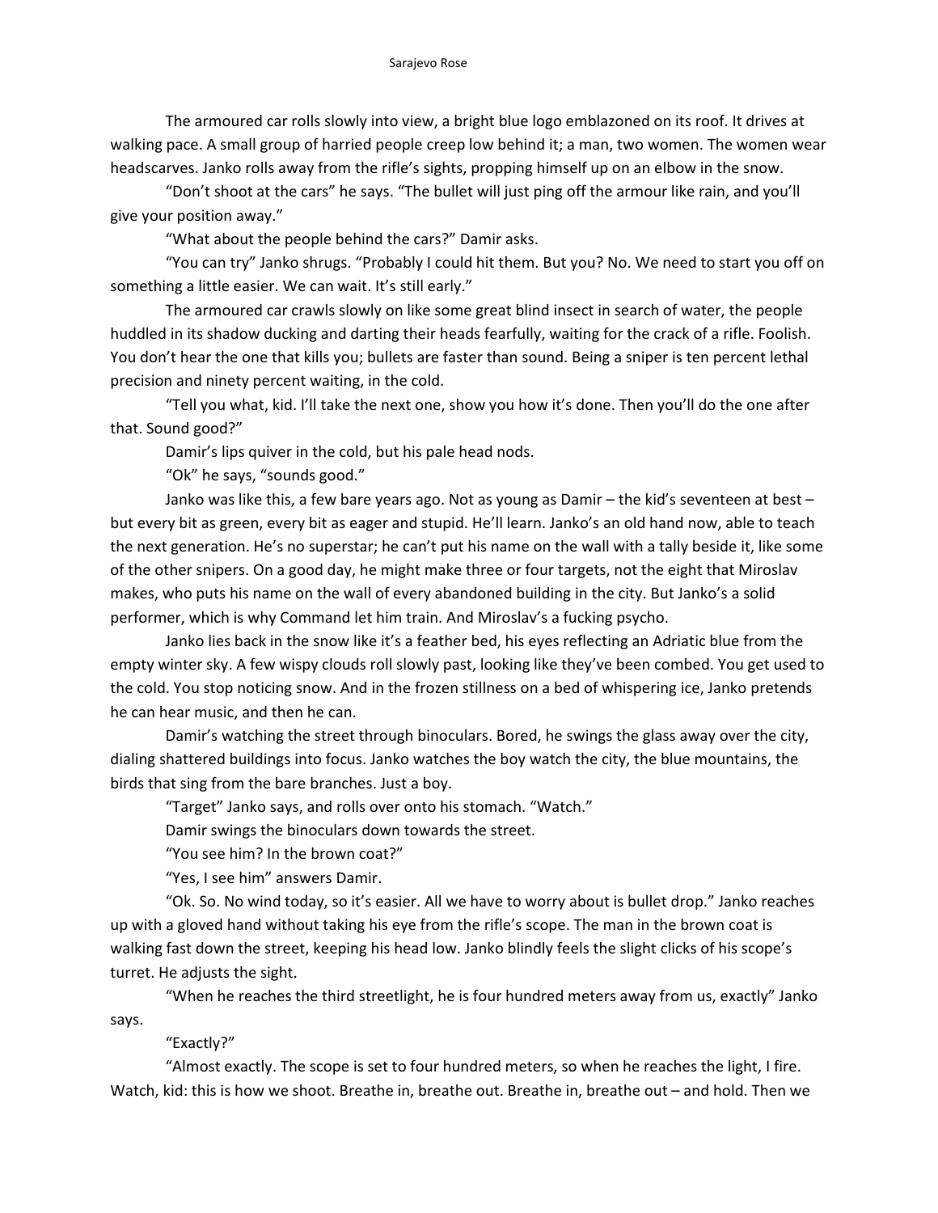The armoured car rolls slowly into view, a bright blue logo emblazoned on its roof. It drives at walking pace. A small group of harried people creep low behind it; a man, two women. The women wear headscarves. Janko rolls away from the rifle's sights, propping himself up on an elbow in the snow.

"Don't shoot at the cars" he says. "The bullet will just ping off the armour like rain, and you'll give your position away."

"What about the people behind the cars?" Damir asks.

"You can try" Janko shrugs. "Probably I could hit them. But you? No. We need to start you off on something a little easier. We can wait. It's still early."

The armoured car crawls slowly on like some great blind insect in search of water, the people huddled in its shadow ducking and darting their heads fearfully, waiting for the crack of a rifle. Foolish. You don't hear the one that kills you; bullets are faster than sound. Being a sniper is ten percent lethal precision and ninety percent waiting, in the cold.

"Tell you what, kid. I'll take the next one, show you how it's done. Then you'll do the one after that. Sound good?"

Damir's lips quiver in the cold, but his pale head nods.

"Ok" he says, "sounds good."

Janko was like this, a few bare years ago. Not as young as Damir – the kid's seventeen at best – but every bit as green, every bit as eager and stupid. He'll learn. Janko's an old hand now, able to teach the next generation. He's no superstar; he can't put his name on the wall with a tally beside it, like some of the other snipers. On a good day, he might make three or four targets, not the eight that Miroslav makes, who puts his name on the wall of every abandoned building in the city. But Janko's a solid performer, which is why Command let him train. And Miroslav's a fucking psycho.

Janko lies back in the snow like it's a feather bed, his eyes reflecting an Adriatic blue from the empty winter sky. A few wispy clouds roll slowly past, looking like they've been combed. You get used to the cold. You stop noticing snow. And in the frozen stillness on a bed of whispering ice, Janko pretends he can hear music, and then he can.

Damir's watching the street through binoculars. Bored, he swings the glass away over the city, dialing shattered buildings into focus. Janko watches the boy watch the city, the blue mountains, the birds that sing from the bare branches. Just a boy.

"Target" Janko says, and rolls over onto his stomach. "Watch."

Damir swings the binoculars down towards the street.

"You see him? In the brown coat?"

"Yes, I see him" answers Damir.

"Ok. So. No wind today, so it's easier. All we have to worry about is bullet drop." Janko reaches up with a gloved hand without taking his eye from the rifle's scope. The man in the brown coat is walking fast down the street, keeping his head low. Janko blindly feels the slight clicks of his scope's turret. He adjusts the sight.

"When he reaches the third streetlight, he is four hundred meters away from us, exactly" Janko says.

"Exactly?"

"Almost exactly. The scope is set to four hundred meters, so when he reaches the light, I fire. Watch, kid: this is how we shoot. Breathe in, breathe out. Breathe in, breathe out – and hold. Then we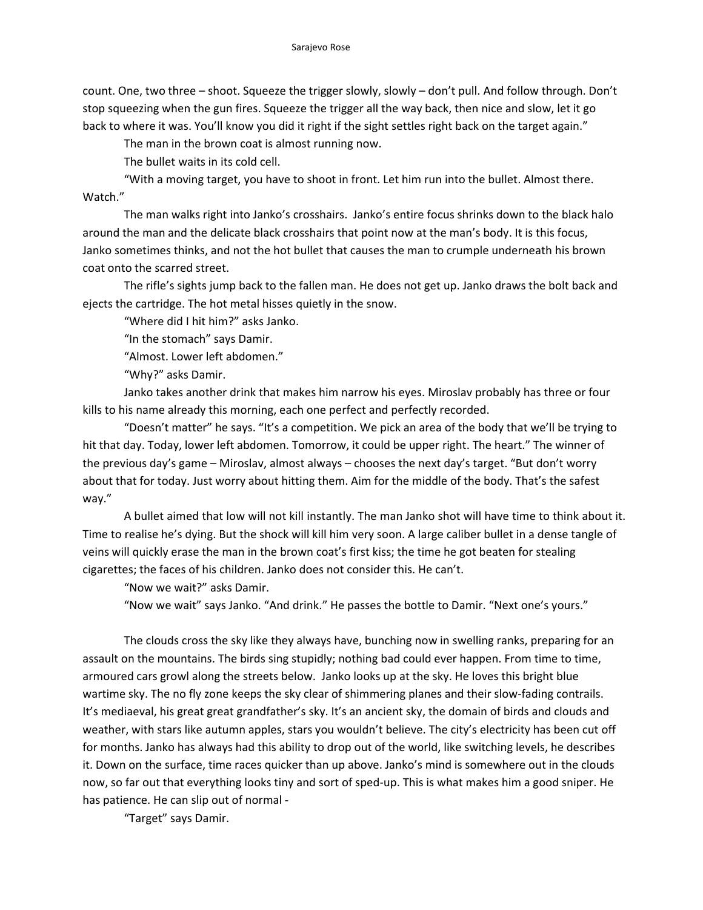count. One, two three – shoot. Squeeze the trigger slowly, slowly – don't pull. And follow through. Don't stop squeezing when the gun fires. Squeeze the trigger all the way back, then nice and slow, let it go back to where it was. You'll know you did it right if the sight settles right back on the target again."

The man in the brown coat is almost running now.

The bullet waits in its cold cell.

"With a moving target, you have to shoot in front. Let him run into the bullet. Almost there. Watch."

The man walks right into Janko's crosshairs. Janko's entire focus shrinks down to the black halo around the man and the delicate black crosshairs that point now at the man's body. It is this focus, Janko sometimes thinks, and not the hot bullet that causes the man to crumple underneath his brown coat onto the scarred street.

The rifle's sights jump back to the fallen man. He does not get up. Janko draws the bolt back and ejects the cartridge. The hot metal hisses quietly in the snow.

"Where did I hit him?" asks Janko.

"In the stomach" says Damir.

"Almost. Lower left abdomen."

"Why?" asks Damir.

Janko takes another drink that makes him narrow his eyes. Miroslav probably has three or four kills to his name already this morning, each one perfect and perfectly recorded.

"Doesn't matter" he says. "It's a competition. We pick an area of the body that we'll be trying to hit that day. Today, lower left abdomen. Tomorrow, it could be upper right. The heart." The winner of the previous day's game – Miroslav, almost always – chooses the next day's target. "But don't worry about that for today. Just worry about hitting them. Aim for the middle of the body. That's the safest way."

A bullet aimed that low will not kill instantly. The man Janko shot will have time to think about it. Time to realise he's dying. But the shock will kill him very soon. A large caliber bullet in a dense tangle of veins will quickly erase the man in the brown coat's first kiss; the time he got beaten for stealing cigarettes; the faces of his children. Janko does not consider this. He can't.

"Now we wait?" asks Damir.

"Now we wait" says Janko. "And drink." He passes the bottle to Damir. "Next one's yours."

The clouds cross the sky like they always have, bunching now in swelling ranks, preparing for an assault on the mountains. The birds sing stupidly; nothing bad could ever happen. From time to time, armoured cars growl along the streets below. Janko looks up at the sky. He loves this bright blue wartime sky. The no fly zone keeps the sky clear of shimmering planes and their slow-fading contrails. It's mediaeval, his great great grandfather's sky. It's an ancient sky, the domain of birds and clouds and weather, with stars like autumn apples, stars you wouldn't believe. The city's electricity has been cut off for months. Janko has always had this ability to drop out of the world, like switching levels, he describes it. Down on the surface, time races quicker than up above. Janko's mind is somewhere out in the clouds now, so far out that everything looks tiny and sort of sped-up. This is what makes him a good sniper. He has patience. He can slip out of normal -

"Target" says Damir.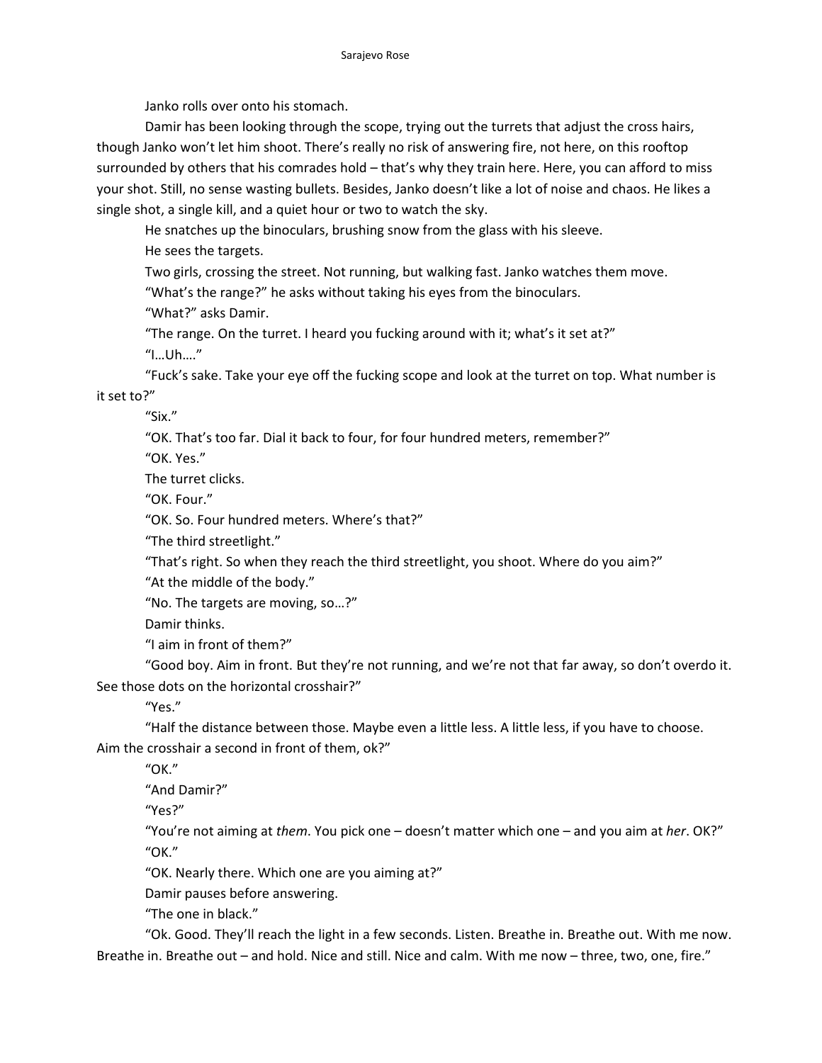Janko rolls over onto his stomach.

Damir has been looking through the scope, trying out the turrets that adjust the cross hairs, though Janko won't let him shoot. There's really no risk of answering fire, not here, on this rooftop surrounded by others that his comrades hold – that's why they train here. Here, you can afford to miss your shot. Still, no sense wasting bullets. Besides, Janko doesn't like a lot of noise and chaos. He likes a single shot, a single kill, and a quiet hour or two to watch the sky.

He snatches up the binoculars, brushing snow from the glass with his sleeve.

He sees the targets.

Two girls, crossing the street. Not running, but walking fast. Janko watches them move.

"What's the range?" he asks without taking his eyes from the binoculars.

"What?" asks Damir.

"The range. On the turret. I heard you fucking around with it; what's it set at?"

"I…Uh…."

"Fuck's sake. Take your eye off the fucking scope and look at the turret on top. What number is it set to?"

"Six."

"OK. That's too far. Dial it back to four, for four hundred meters, remember?"

"OK. Yes."

The turret clicks.

"OK. Four."

"OK. So. Four hundred meters. Where's that?"

"The third streetlight."

"That's right. So when they reach the third streetlight, you shoot. Where do you aim?"

"At the middle of the body."

"No. The targets are moving, so…?"

Damir thinks.

"I aim in front of them?"

"Good boy. Aim in front. But they're not running, and we're not that far away, so don't overdo it. See those dots on the horizontal crosshair?"

"Yes."

"Half the distance between those. Maybe even a little less. A little less, if you have to choose. Aim the crosshair a second in front of them, ok?"

"OK."

"And Damir?"

"Yes?"

"You're not aiming at *them*. You pick one – doesn't matter which one – and you aim at *her*. OK?"

"OK."

"OK. Nearly there. Which one are you aiming at?"

Damir pauses before answering.

"The one in black."

"Ok. Good. They'll reach the light in a few seconds. Listen. Breathe in. Breathe out. With me now. Breathe in. Breathe out – and hold. Nice and still. Nice and calm. With me now – three, two, one, fire."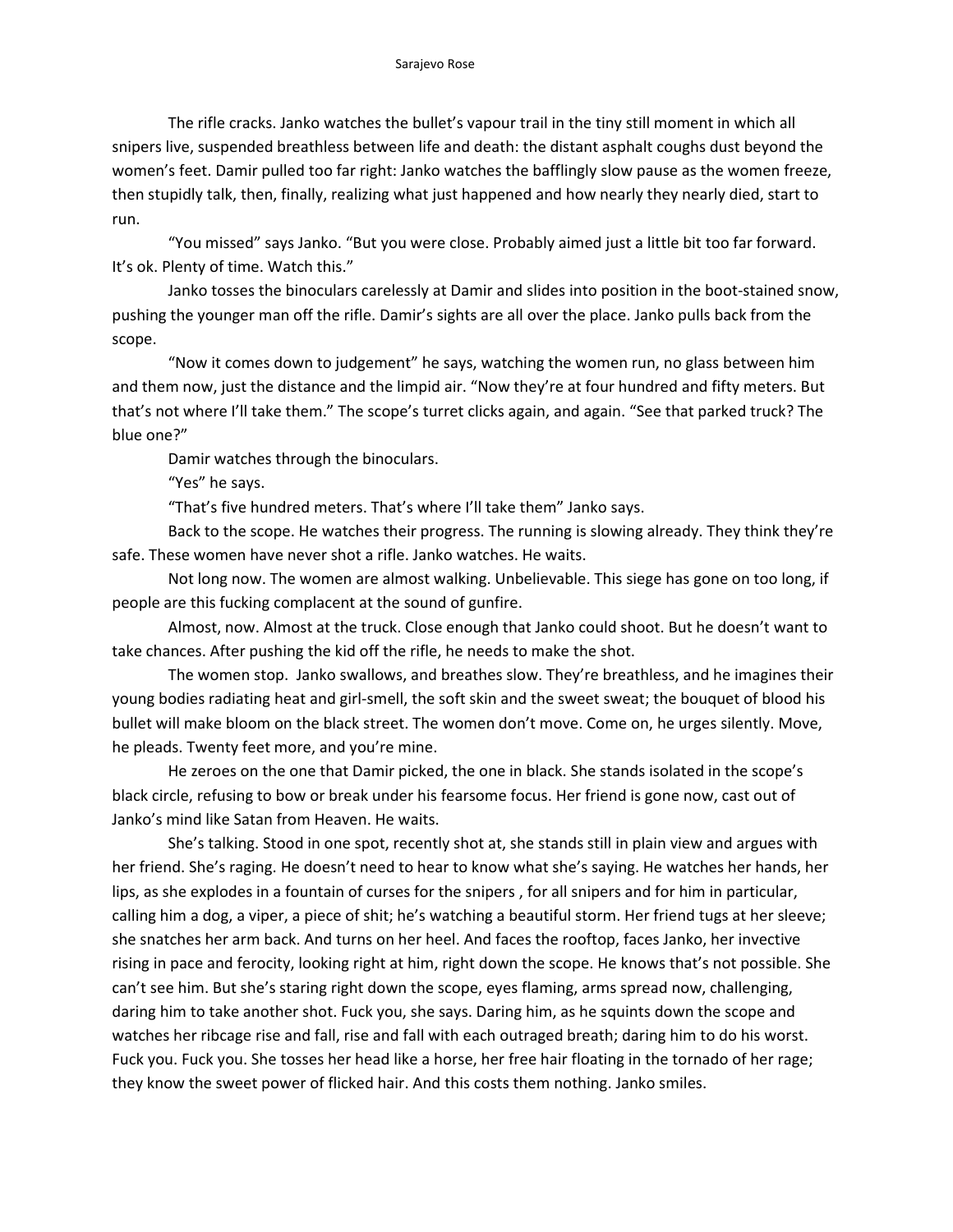The rifle cracks. Janko watches the bullet's vapour trail in the tiny still moment in which all snipers live, suspended breathless between life and death: the distant asphalt coughs dust beyond the women's feet. Damir pulled too far right: Janko watches the bafflingly slow pause as the women freeze, then stupidly talk, then, finally, realizing what just happened and how nearly they nearly died, start to run.

"You missed" says Janko. "But you were close. Probably aimed just a little bit too far forward. It's ok. Plenty of time. Watch this."

Janko tosses the binoculars carelessly at Damir and slides into position in the boot-stained snow, pushing the younger man off the rifle. Damir's sights are all over the place. Janko pulls back from the scope.

"Now it comes down to judgement" he says, watching the women run, no glass between him and them now, just the distance and the limpid air. "Now they're at four hundred and fifty meters. But that's not where I'll take them." The scope's turret clicks again, and again. "See that parked truck? The blue one?"

Damir watches through the binoculars.

"Yes" he says.

"That's five hundred meters. That's where I'll take them" Janko says.

Back to the scope. He watches their progress. The running is slowing already. They think they're safe. These women have never shot a rifle. Janko watches. He waits.

Not long now. The women are almost walking. Unbelievable. This siege has gone on too long, if people are this fucking complacent at the sound of gunfire.

Almost, now. Almost at the truck. Close enough that Janko could shoot. But he doesn't want to take chances. After pushing the kid off the rifle, he needs to make the shot.

The women stop. Janko swallows, and breathes slow. They're breathless, and he imagines their young bodies radiating heat and girl-smell, the soft skin and the sweet sweat; the bouquet of blood his bullet will make bloom on the black street. The women don't move. Come on, he urges silently. Move, he pleads. Twenty feet more, and you're mine.

He zeroes on the one that Damir picked, the one in black. She stands isolated in the scope's black circle, refusing to bow or break under his fearsome focus. Her friend is gone now, cast out of Janko's mind like Satan from Heaven. He waits.

She's talking. Stood in one spot, recently shot at, she stands still in plain view and argues with her friend. She's raging. He doesn't need to hear to know what she's saying. He watches her hands, her lips, as she explodes in a fountain of curses for the snipers , for all snipers and for him in particular, calling him a dog, a viper, a piece of shit; he's watching a beautiful storm. Her friend tugs at her sleeve; she snatches her arm back. And turns on her heel. And faces the rooftop, faces Janko, her invective rising in pace and ferocity, looking right at him, right down the scope. He knows that's not possible. She can't see him. But she's staring right down the scope, eyes flaming, arms spread now, challenging, daring him to take another shot. Fuck you, she says. Daring him, as he squints down the scope and watches her ribcage rise and fall, rise and fall with each outraged breath; daring him to do his worst. Fuck you. Fuck you. She tosses her head like a horse, her free hair floating in the tornado of her rage; they know the sweet power of flicked hair. And this costs them nothing. Janko smiles.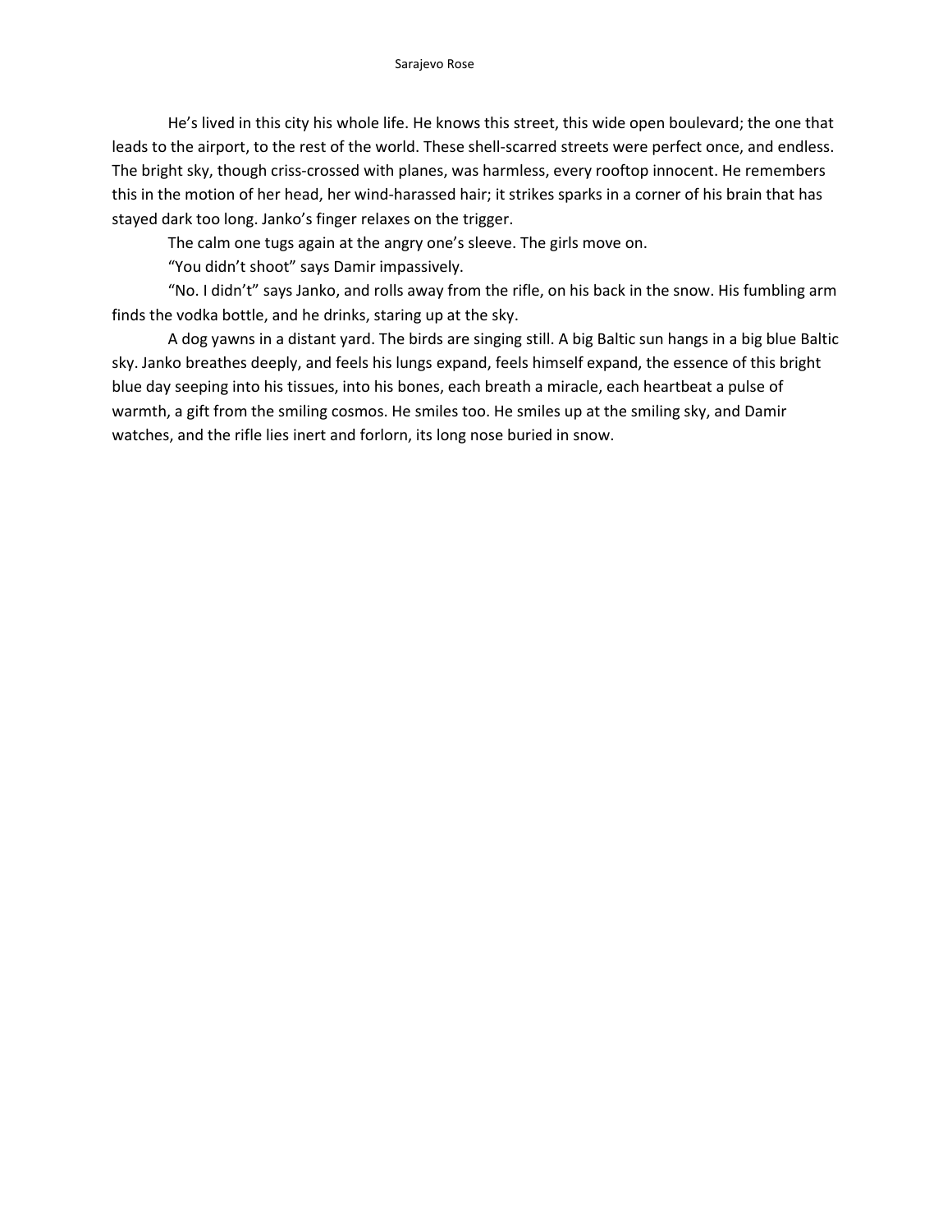He's lived in this city his whole life. He knows this street, this wide open boulevard; the one that leads to the airport, to the rest of the world. These shell-scarred streets were perfect once, and endless. The bright sky, though criss-crossed with planes, was harmless, every rooftop innocent. He remembers this in the motion of her head, her wind-harassed hair; it strikes sparks in a corner of his brain that has stayed dark too long. Janko's finger relaxes on the trigger.

The calm one tugs again at the angry one's sleeve. The girls move on.

"You didn't shoot" says Damir impassively.

"No. I didn't" says Janko, and rolls away from the rifle, on his back in the snow. His fumbling arm finds the vodka bottle, and he drinks, staring up at the sky.

A dog yawns in a distant yard. The birds are singing still. A big Baltic sun hangs in a big blue Baltic sky. Janko breathes deeply, and feels his lungs expand, feels himself expand, the essence of this bright blue day seeping into his tissues, into his bones, each breath a miracle, each heartbeat a pulse of warmth, a gift from the smiling cosmos. He smiles too. He smiles up at the smiling sky, and Damir watches, and the rifle lies inert and forlorn, its long nose buried in snow.